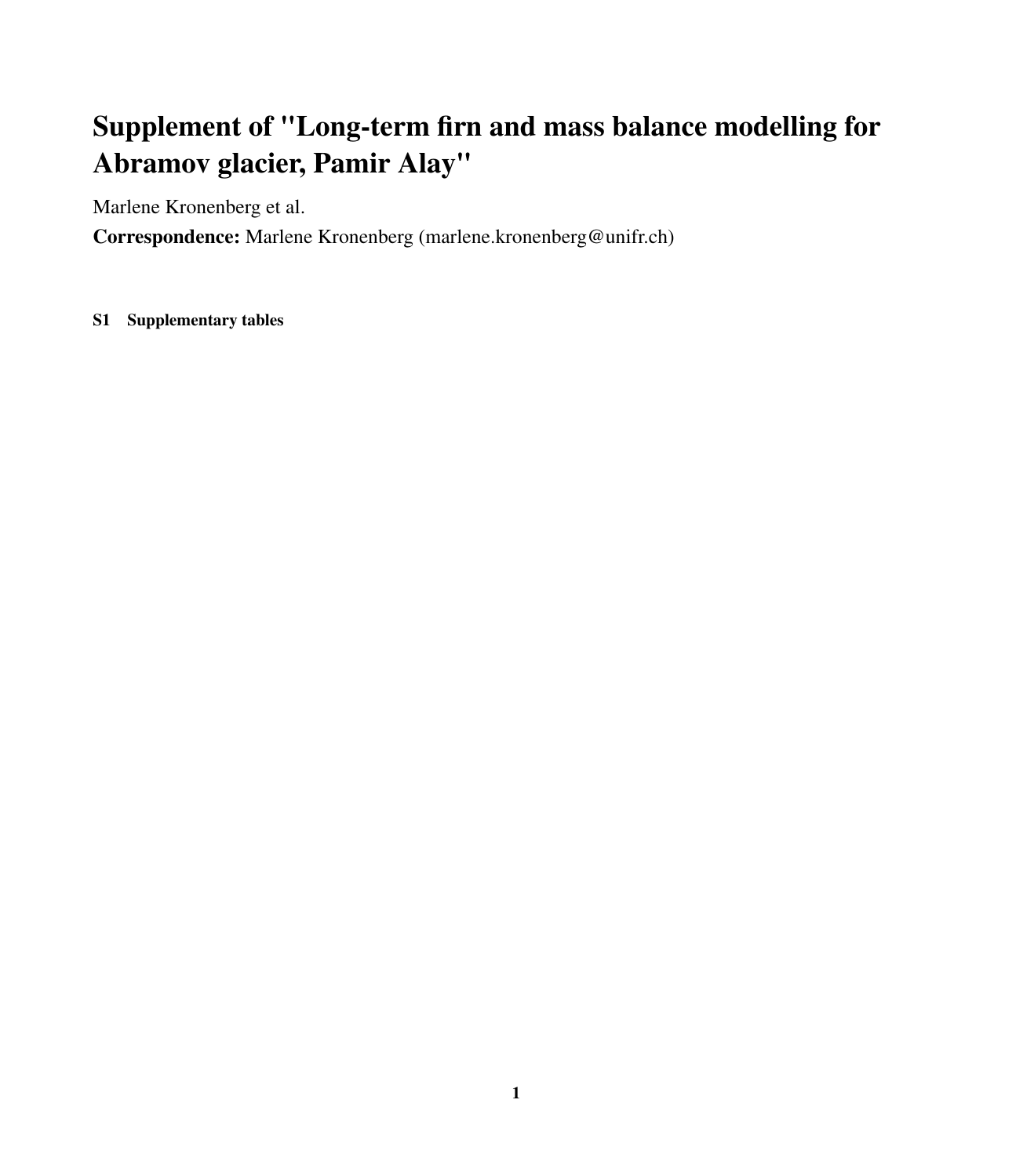# Supplement of "Long-term firn and mass balance modelling for Abramov glacier, Pamir Alay"

Marlene Kronenberg et al.

**Correspondence:** Marlene Kronenberg (marlene.kronenberg@unifr.ch)

### S1 Supplementary tables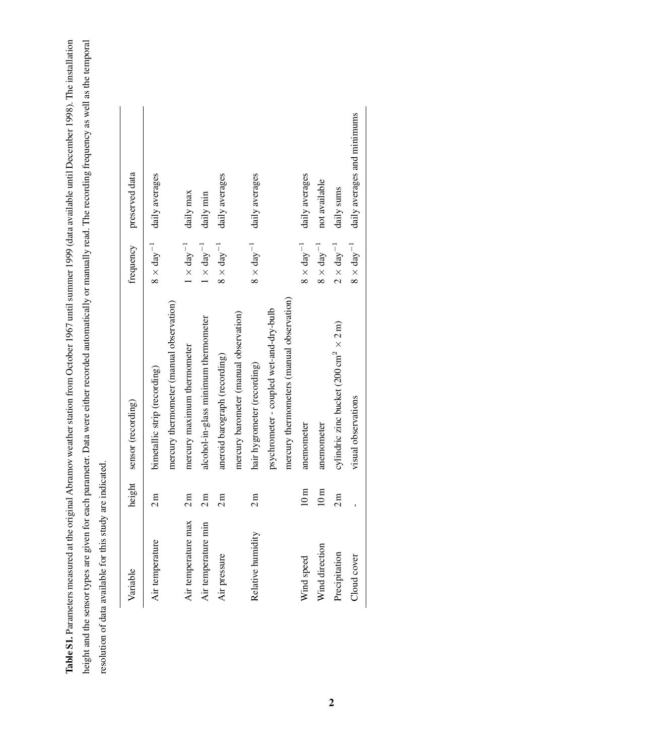**Table S1.** Parameters measured at the original Abramov weather station from October 1967 until summer 1999 (data available until December 1998). The installation height and the sensor types are given for each parameter. Data were either recorded automatically or manually read. The recording frequency as well as the temporal resolution of data available for this study are indicated.

| Variable | height | sensor (recording) | frequency | preserved data |
|---|---|---|---|---|
| Air temperature | 2 m | bimetallic strip (recording) | $8 \times \mathrm{day}^{-1}$ | daily averages |
| | | mercury thermometer (manual observation) | | |
| Air temperature max | 2 m | mercury maximum thermometer | $1 \times \mathrm{day}^{-1}$ | daily max |
| Air temperature min | 2 m | alcohol-in-glass minimum thermometer | $1 \times \mathrm{day}^{-1}$ | daily min |
| Air pressure | 2 m | aneroid barograph (recording) | $8 \times \mathrm{day}^{-1}$ | daily averages |
| | | mercury barometer (manual observation) | | |
| Relative humidity | 2 m | hair hygrometer (recording) | $8 \times \mathrm{day}^{-1}$ | daily averages |
| | | psychrometer - coupled wet-and-dry-bulb | | |
| | | mercury thermometers (manual observation) | | |
| Wind speed | 10 m | anemometer | $8 \times \mathrm{day}^{-1}$ | daily averages |
| Wind direction | 10 m | anemometer | $8 \times \mathrm{day}^{-1}$ | not available |
| Precipitation | 2 m | cylindric zinc bucket ($200\,\mathrm{cm}^2 \times 2\,\mathrm{m}$) | $2 \times \mathrm{day}^{-1}$ | daily sums |
| Cloud cover | - | visual observations | $8 \times \mathrm{day}^{-1}$ | daily averages and minimums |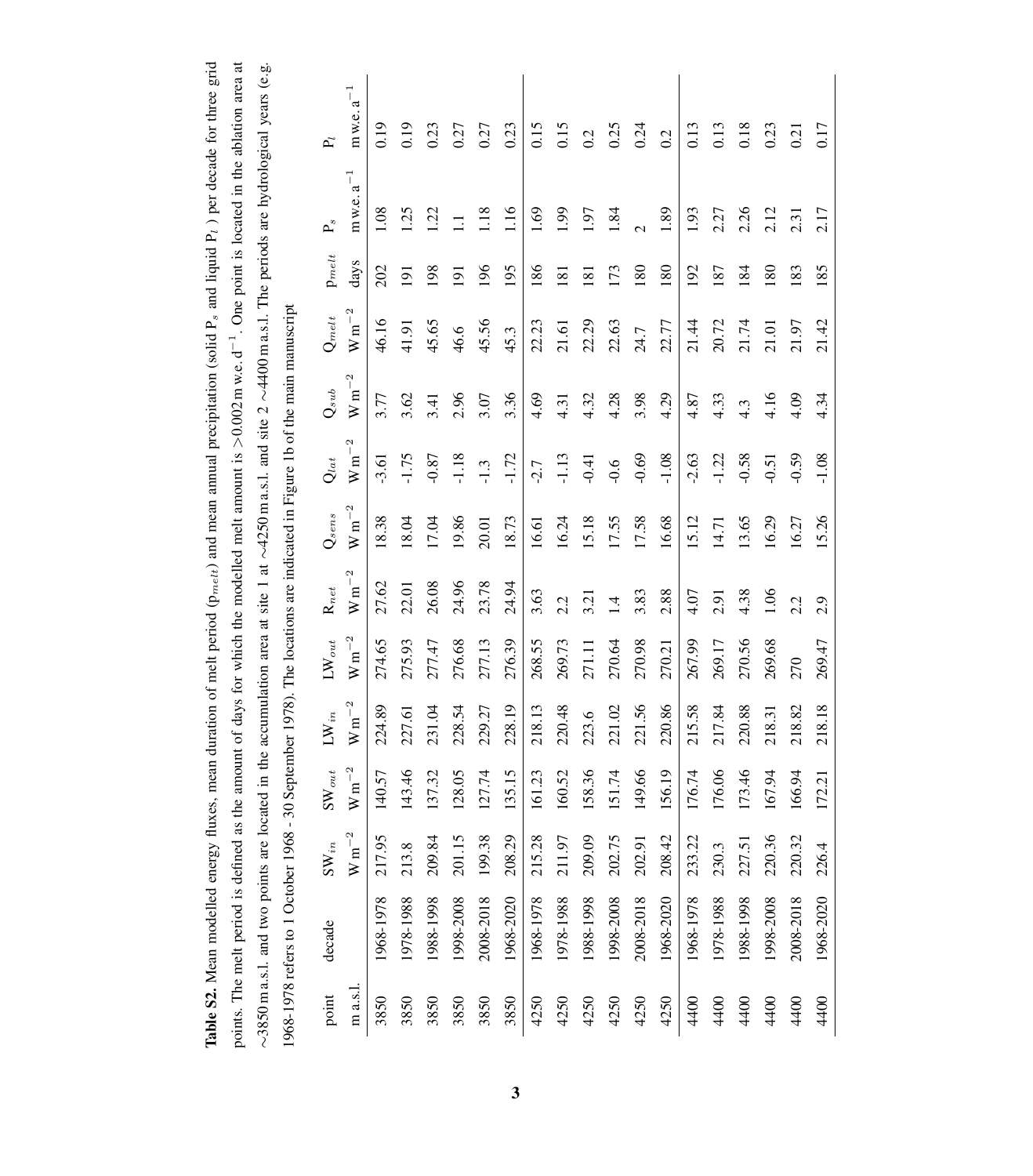**Table S2.** Mean modelled energy fluxes, mean duration of melt period ($p_{melt}$) and mean annual precipitation (solid $P_s$ and liquid $P_l$ ) per decade for three grid points. The melt period is defined as the amount of days for which the modelled melt amount is >0.002 m w.e. d$^{-1}$. One point is located in the ablation area at ~3850 m a.s.l. and two points are located in the accumulation area at site 1 at ~4250 m a.s.l. and site 2 ~4400 m a.s.l. The periods are hydrological years (e.g. 1968-1978 refers to 1 October 1968 - 30 September 1978). The locations are indicated in Figure 1b of the main manuscript

| point | decade | $SW_{in}$ | $SW_{out}$ | $LW_{in}$ | $LW_{out}$ | $R_{net}$ | $Q_{sens}$ | $Q_{lat}$ | $Q_{sub}$ | $Q_{melt}$ | $p_{melt}$ | $P_s$ | $P_l$ |
|---|---|---|---|---|---|---|---|---|---|---|---|---|---|
| m a.s.l. | | W m$^{-2}$ | W m$^{-2}$ | W m$^{-2}$ | W m$^{-2}$ | W m$^{-2}$ | W m$^{-2}$ | W m$^{-2}$ | W m$^{-2}$ | W m$^{-2}$ | days | m w.e. a$^{-1}$ | m w.e. a$^{-1}$ |
| 3850 | 1968-1978 | 217.95 | 140.57 | 224.89 | 274.65 | 27.62 | 18.38 | -3.61 | 3.77 | 46.16 | 202 | 1.08 | 0.19 |
| 3850 | 1978-1988 | 213.8 | 143.46 | 227.61 | 275.93 | 22.01 | 18.04 | -1.75 | 3.62 | 41.91 | 191 | 1.25 | 0.19 |
| 3850 | 1988-1998 | 209.84 | 137.32 | 231.04 | 277.47 | 26.08 | 17.04 | -0.87 | 3.41 | 45.65 | 198 | 1.22 | 0.23 |
| 3850 | 1998-2008 | 201.15 | 128.05 | 228.54 | 276.68 | 24.96 | 19.86 | -1.18 | 2.96 | 46.6 | 191 | 1.1 | 0.27 |
| 3850 | 2008-2018 | 199.38 | 127.74 | 229.27 | 277.13 | 23.78 | 20.01 | -1.3 | 3.07 | 45.56 | 196 | 1.18 | 0.27 |
| 3850 | 1968-2020 | 208.29 | 135.15 | 228.19 | 276.39 | 24.94 | 18.73 | -1.72 | 3.36 | 45.3 | 195 | 1.16 | 0.23 |
| 4250 | 1968-1978 | 215.28 | 161.23 | 218.13 | 268.55 | 3.63 | 16.61 | -2.7 | 4.69 | 22.23 | 186 | 1.69 | 0.15 |
| 4250 | 1978-1988 | 211.97 | 160.52 | 220.48 | 269.73 | 2.2 | 16.24 | -1.13 | 4.31 | 21.61 | 181 | 1.99 | 0.15 |
| 4250 | 1988-1998 | 209.09 | 158.36 | 223.6 | 271.11 | 3.21 | 15.18 | -0.41 | 4.32 | 22.29 | 181 | 1.97 | 0.2 |
| 4250 | 1998-2008 | 202.75 | 151.74 | 221.02 | 270.64 | 1.4 | 17.55 | -0.6 | 4.28 | 22.63 | 173 | 1.84 | 0.25 |
| 4250 | 2008-2018 | 202.91 | 149.66 | 221.56 | 270.98 | 3.83 | 17.58 | -0.69 | 3.98 | 24.7 | 180 | 2 | 0.24 |
| 4250 | 1968-2020 | 208.42 | 156.19 | 220.86 | 270.21 | 2.88 | 16.68 | -1.08 | 4.29 | 22.77 | 180 | 1.89 | 0.2 |
| 4400 | 1968-1978 | 233.22 | 176.74 | 215.58 | 267.99 | 4.07 | 15.12 | -2.63 | 4.87 | 21.44 | 192 | 1.93 | 0.13 |
| 4400 | 1978-1988 | 230.3 | 176.06 | 217.84 | 269.17 | 2.91 | 14.71 | -1.22 | 4.33 | 20.72 | 187 | 2.27 | 0.13 |
| 4400 | 1988-1998 | 227.51 | 173.46 | 220.88 | 270.56 | 4.38 | 13.65 | -0.58 | 4.3 | 21.74 | 184 | 2.26 | 0.18 |
| 4400 | 1998-2008 | 220.36 | 167.94 | 218.31 | 269.68 | 1.06 | 16.29 | -0.51 | 4.16 | 21.01 | 180 | 2.12 | 0.23 |
| 4400 | 2008-2018 | 220.32 | 166.94 | 218.82 | 270 | 2.2 | 16.27 | -0.59 | 4.09 | 21.97 | 183 | 2.31 | 0.21 |
| 4400 | 1968-2020 | 226.4 | 172.21 | 218.18 | 269.47 | 2.9 | 15.26 | -1.08 | 4.34 | 21.42 | 185 | 2.17 | 0.17 |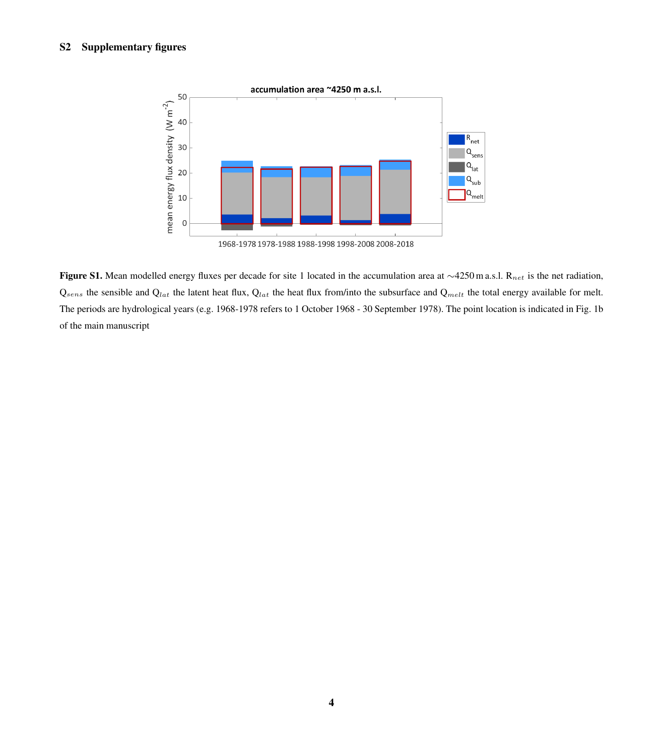## S2 Supplementary figures

**Figure S1.** Mean modelled energy fluxes per decade for site 1 located in the accumulation area at ∼4250 m a.s.l. $R_{net}$ is the net radiation, $Q_{sens}$ the sensible and $Q_{lat}$ the latent heat flux, $Q_{lat}$ the heat flux from/into the subsurface and $Q_{melt}$ the total energy available for melt. The periods are hydrological years (e.g. 1968-1978 refers to 1 October 1968 - 30 September 1978). The point location is indicated in Fig. 1b of the main manuscript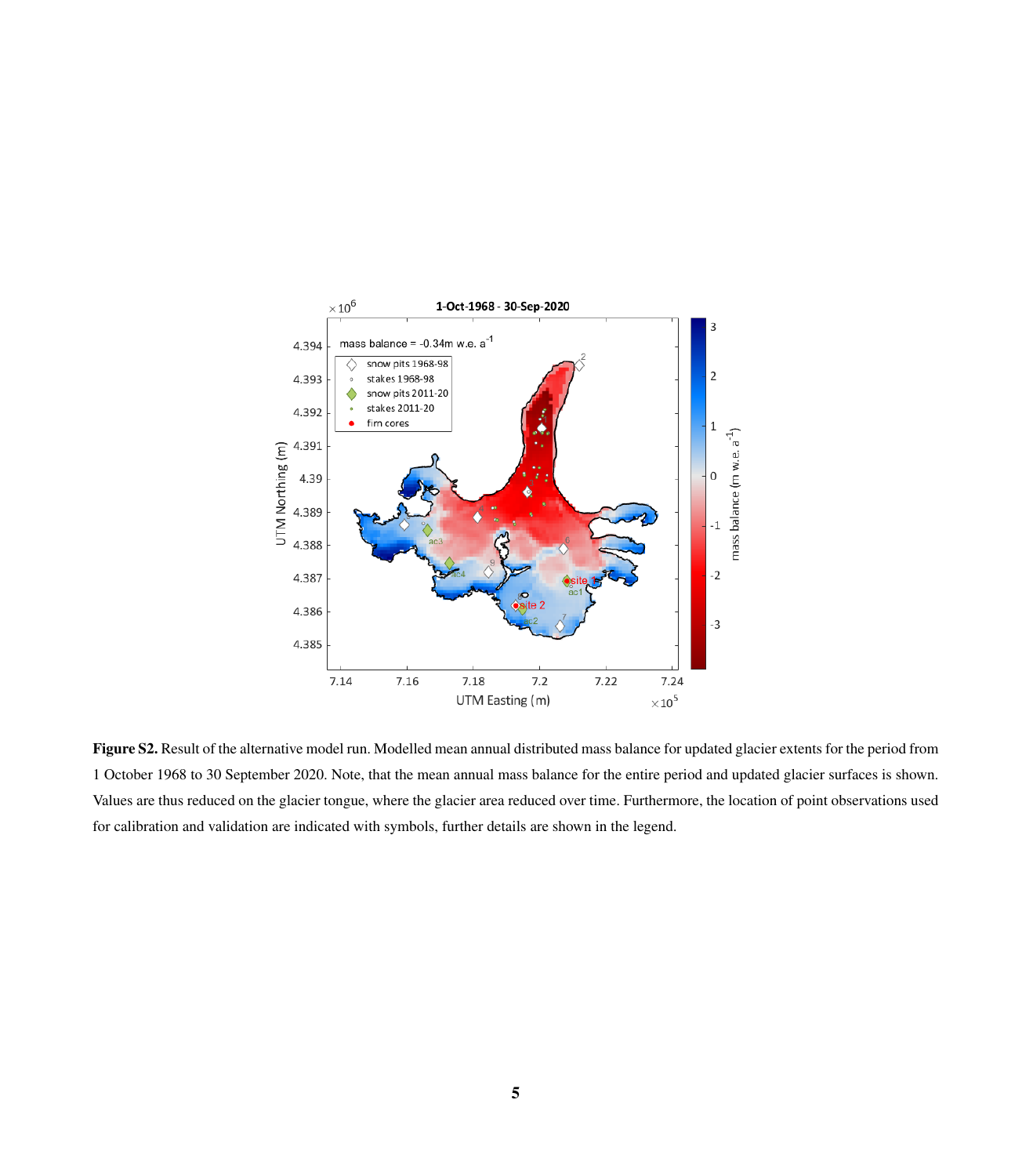**Figure S2.** Result of the alternative model run. Modelled mean annual distributed mass balance for updated glacier extents for the period from 1 October 1968 to 30 September 2020. Note, that the mean annual mass balance for the entire period and updated glacier surfaces is shown. Values are thus reduced on the glacier tongue, where the glacier area reduced over time. Furthermore, the location of point observations used for calibration and validation are indicated with symbols, further details are shown in the legend.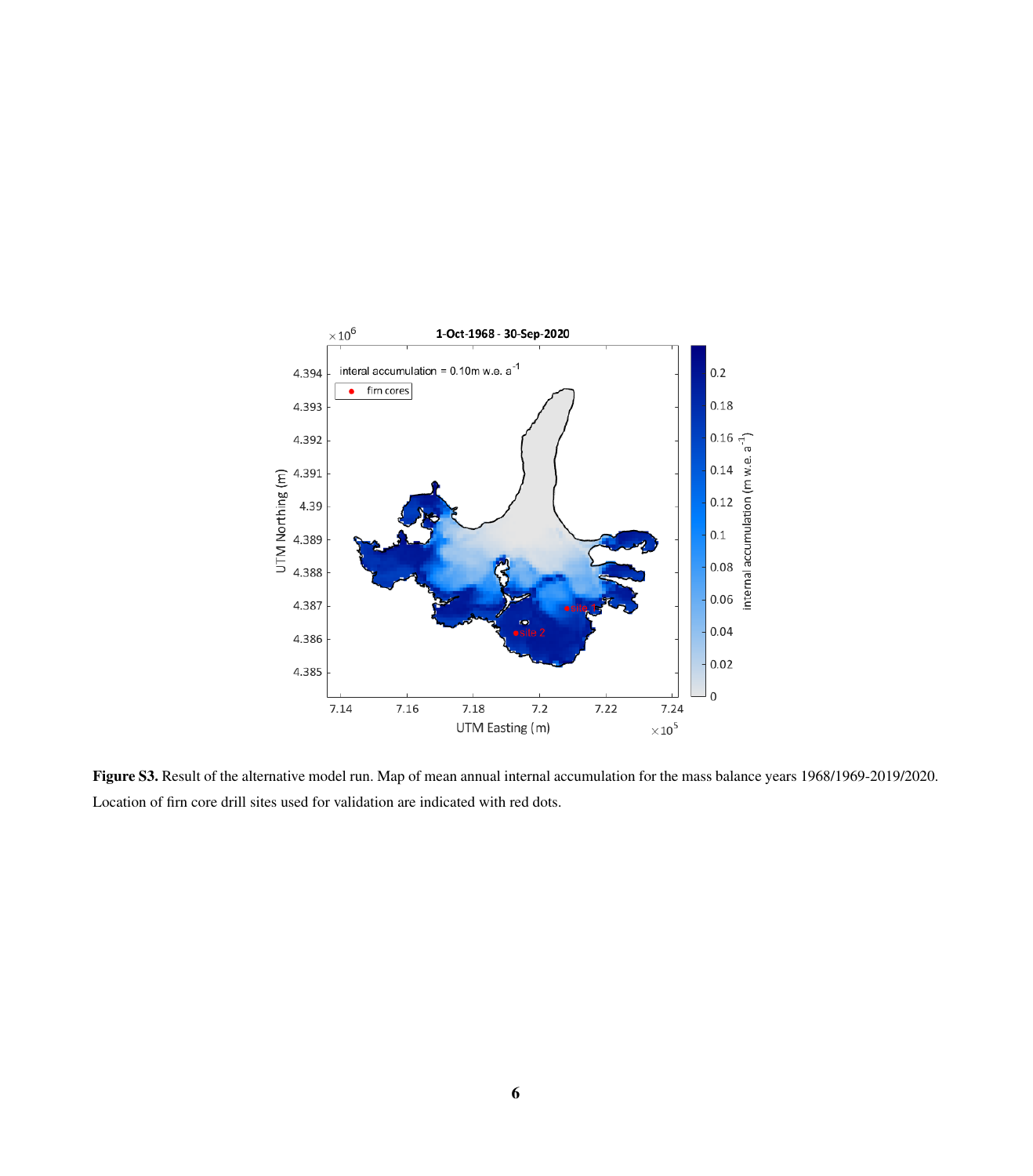**Figure S3.** Result of the alternative model run. Map of mean annual internal accumulation for the mass balance years 1968/1969-2019/2020. Location of firn core drill sites used for validation are indicated with red dots.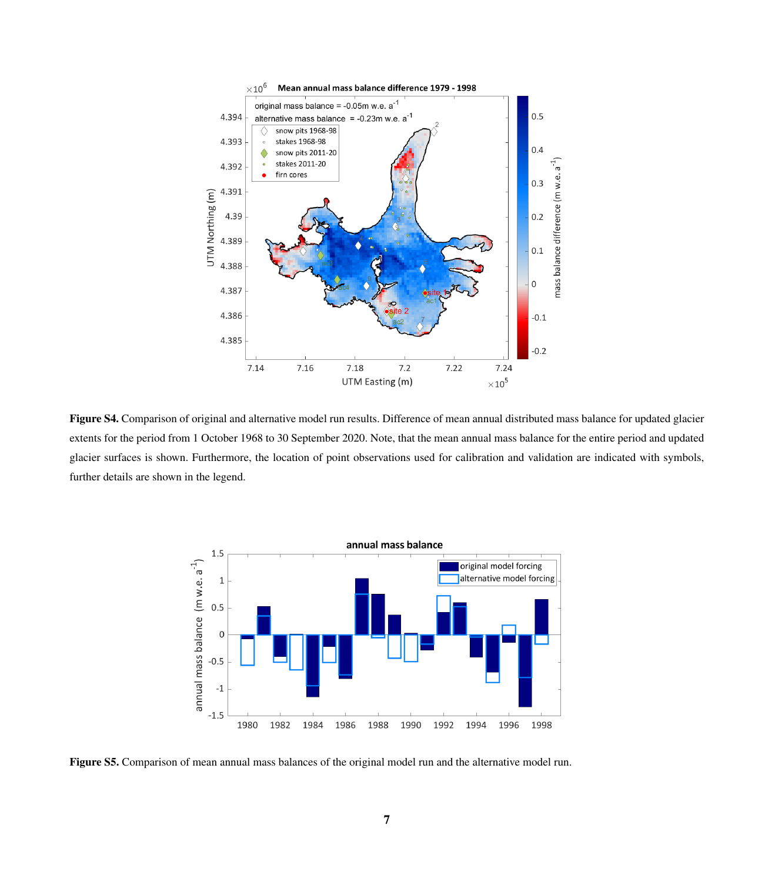**Figure S4.** Comparison of original and alternative model run results. Difference of mean annual distributed mass balance for updated glacier extents for the period from 1 October 1968 to 30 September 2020. Note, that the mean annual mass balance for the entire period and updated glacier surfaces is shown. Furthermore, the location of point observations used for calibration and validation are indicated with symbols, further details are shown in the legend.

**Figure S5.** Comparison of mean annual mass balances of the original model run and the alternative model run.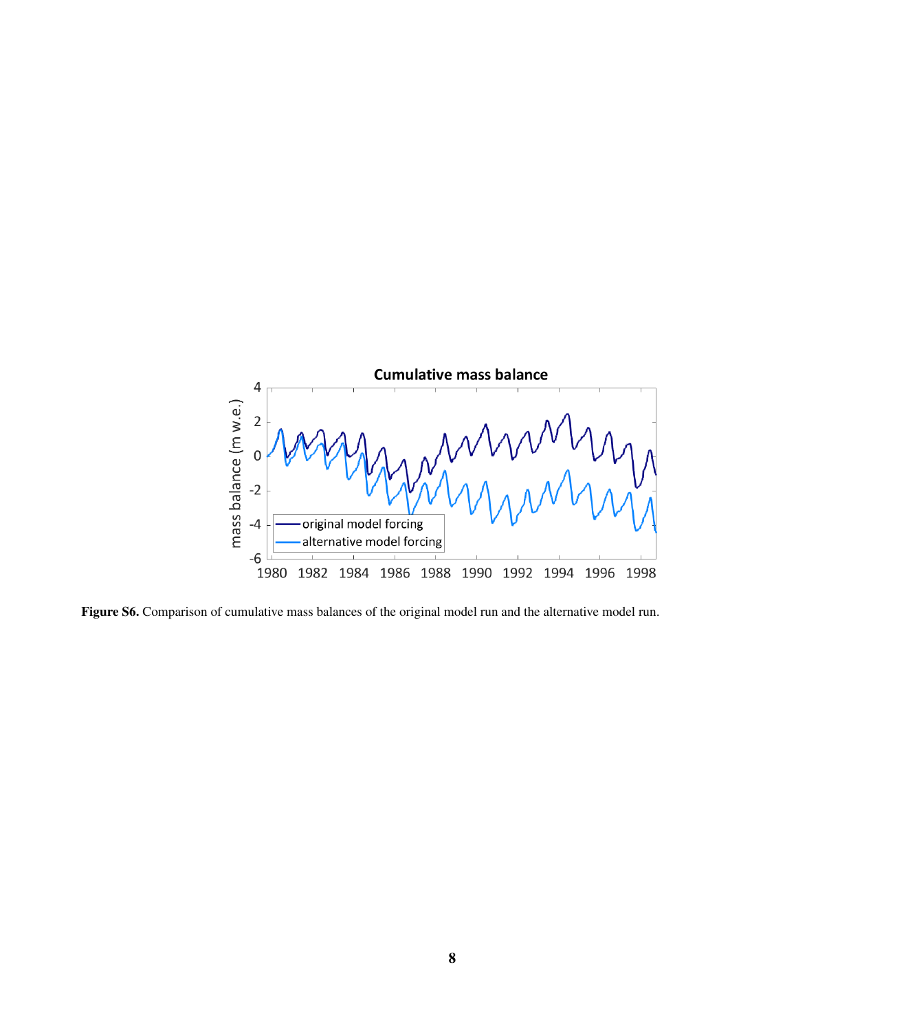Cumulative mass balance

mass balance (m w.e.)

4
2
0
-2
-4
-6

1980 1982 1984 1986 1988 1990 1992 1994 1996 1998

original model forcing
alternative model forcing

**Figure S6.** Comparison of cumulative mass balances of the original model run and the alternative model run.